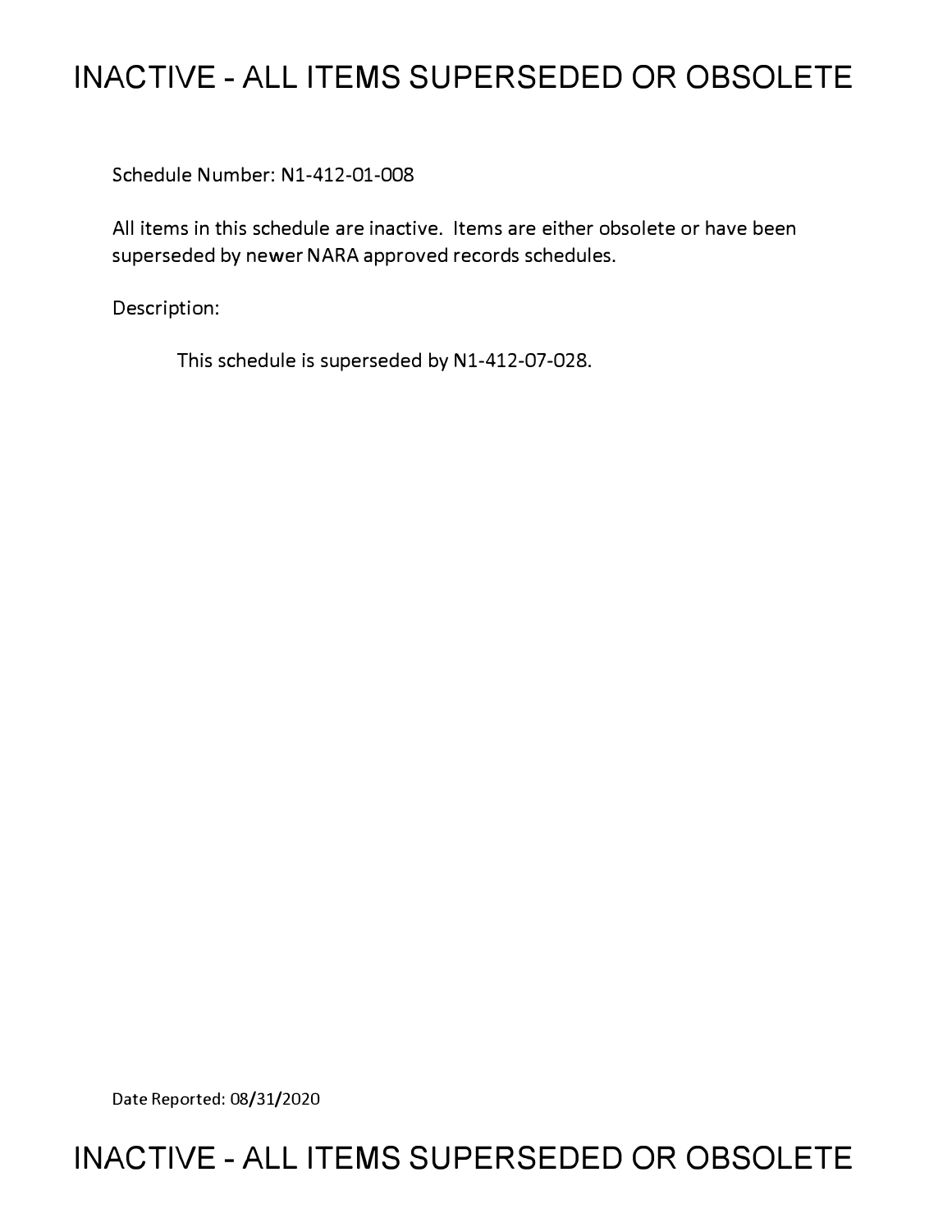# INACTIVE - ALL ITEMS SUPERSEDED OR OBSOLETE

Schedule Number: N1-412-01-008

All items in this schedule are inactive. Items are either obsolete or have been superseded by newer NARA approved records schedules.

Description:

This schedule is superseded by N1-412-07-028.

Date Reported: 08/31/2020

# INACTIVE - ALL ITEMS SUPERSEDED OR OBSOLETE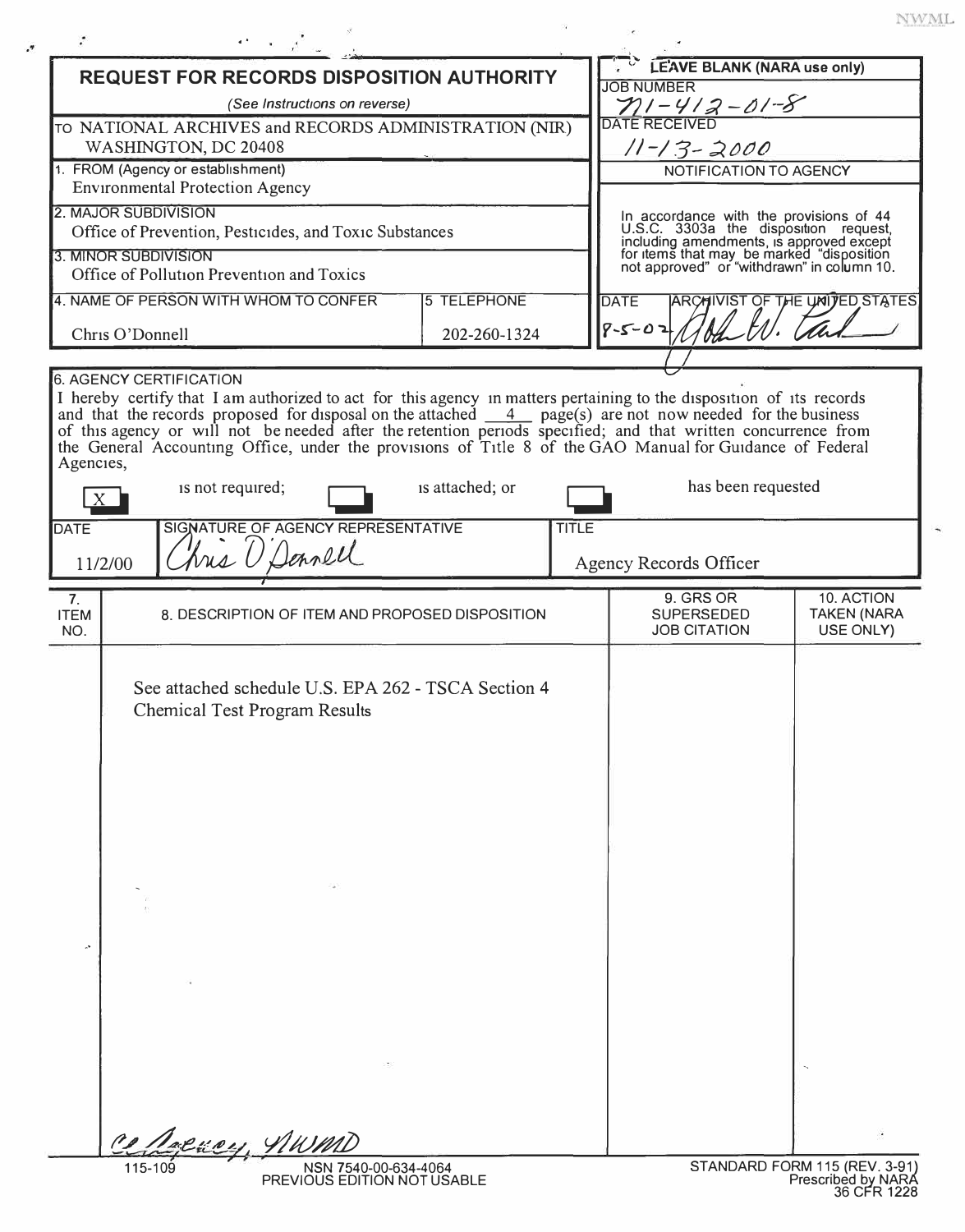# REQUEST FOR RECORDS DISPOSITION AUTHORITY

*(See Instructions on reverse)*

| | LEAVE BLANK (NARA use only) |
|---|---|
| TO NATIONAL ARCHIVES and RECORDS ADMINISTRATION (NIR) WASHINGTON, DC 20408 | JOB NUMBER N1-412-01-8 |
| 1. FROM (Agency or establishment) Environmental Protection Agency | DATE RECEIVED 11-13-2000 |
| 2. MAJOR SUBDIVISION Office of Prevention, Pesticides, and Toxic Substances | NOTIFICATION TO AGENCY |
| 3. MINOR SUBDIVISION Office of Pollution Prevention and Toxics | In accordance with the provisions of 44 U.S.C. 3303a the disposition request, including amendments, is approved except for items that may be marked "disposition not approved" or "withdrawn" in column 10. |
| 4. NAME OF PERSON WITH WHOM TO CONFER: Chris O'Donnell — 5. TELEPHONE: 202-260-1324 | DATE: 8-5-02 — ARCHIVIST OF THE UNITED STATES: John W. Carlin |

**6. AGENCY CERTIFICATION**

I hereby certify that I am authorized to act for this agency in matters pertaining to the disposition of its records and that the records proposed for disposal on the attached 4 page(s) are not now needed for the business of this agency or will not be needed after the retention periods specified; and that written concurrence from the General Accounting Office, under the provisions of Title 8 of the GAO Manual for Guidance of Federal Agencies,

[X] is not required; [ ] is attached; or [ ] has been requested

| DATE | SIGNATURE OF AGENCY REPRESENTATIVE | TITLE |
|---|---|---|
| 11/2/00 | Chris O'Donnell | Agency Records Officer |

| 7. ITEM NO. | 8. DESCRIPTION OF ITEM AND PROPOSED DISPOSITION | 9. GRS OR SUPERSEDED JOB CITATION | 10. ACTION TAKEN (NARA USE ONLY) |
|---|---|---|---|
| | See attached schedule U.S. EPA 262 - TSCA Section 4 Chemical Test Program Results | | |

cc: Agency, NWMD

115-109 NSN 7540-00-634-4064 PREVIOUS EDITION NOT USABLE

STANDARD FORM 115 (REV. 3-91) Prescribed by NARA 36 CFR 1228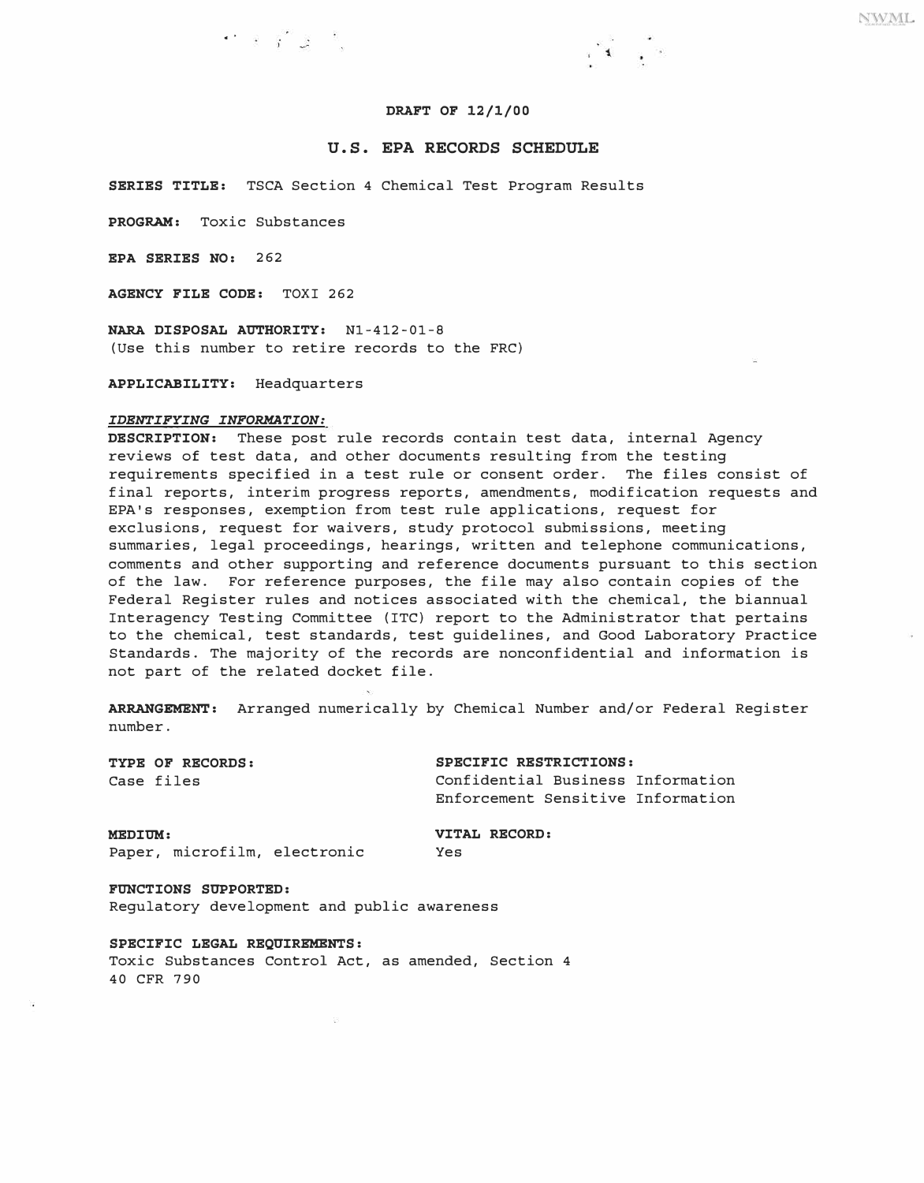**DRAFT OF 12/1/00**

# U.S. EPA RECORDS SCHEDULE

**SERIES TITLE:** TSCA Section 4 Chemical Test Program Results

**PROGRAM:** Toxic Substances

**EPA SERIES NO:** 262

**AGENCY FILE CODE:** TOXI 262

**NARA DISPOSAL AUTHORITY:** N1-412-01-8
(Use this number to retire records to the FRC)

**APPLICABILITY:** Headquarters

***IDENTIFYING INFORMATION:***

**DESCRIPTION:** These post rule records contain test data, internal Agency reviews of test data, and other documents resulting from the testing requirements specified in a test rule or consent order. The files consist of final reports, interim progress reports, amendments, modification requests and EPA's responses, exemption from test rule applications, request for exclusions, request for waivers, study protocol submissions, meeting summaries, legal proceedings, hearings, written and telephone communications, comments and other supporting and reference documents pursuant to this section of the law. For reference purposes, the file may also contain copies of the Federal Register rules and notices associated with the chemical, the biannual Interagency Testing Committee (ITC) report to the Administrator that pertains to the chemical, test standards, test guidelines, and Good Laboratory Practice Standards. The majority of the records are nonconfidential and information is not part of the related docket file.

**ARRANGEMENT:** Arranged numerically by Chemical Number and/or Federal Register number.

**TYPE OF RECORDS:**
Case files

**SPECIFIC RESTRICTIONS:**
Confidential Business Information
Enforcement Sensitive Information

**MEDIUM:**
Paper, microfilm, electronic

**VITAL RECORD:**
Yes

**FUNCTIONS SUPPORTED:**
Regulatory development and public awareness

**SPECIFIC LEGAL REQUIREMENTS:**
Toxic Substances Control Act, as amended, Section 4
40 CFR 790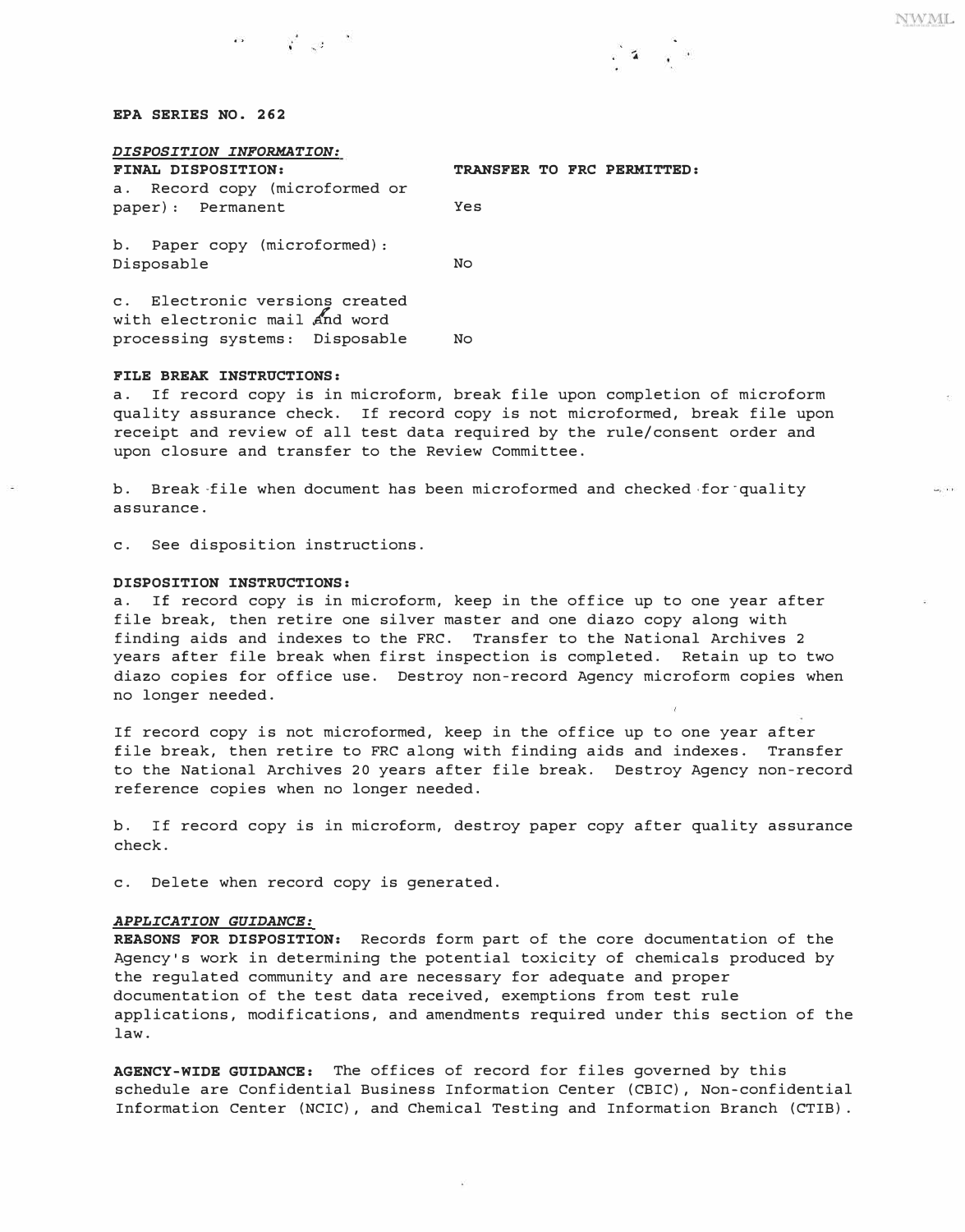**EPA SERIES NO. 262**

***DISPOSITION INFORMATION:***

| **FINAL DISPOSITION:** | **TRANSFER TO FRC PERMITTED:** |
|---|---|
| a. Record copy (microformed or paper): Permanent | Yes |
| b. Paper copy (microformed): Disposable | No |
| c. Electronic versions created with electronic mail and word processing systems: Disposable | No |

**FILE BREAK INSTRUCTIONS:**

a. If record copy is in microform, break file upon completion of microform quality assurance check. If record copy is not microformed, break file upon receipt and review of all test data required by the rule/consent order and upon closure and transfer to the Review Committee.

b. Break file when document has been microformed and checked for quality assurance.

c. See disposition instructions.

**DISPOSITION INSTRUCTIONS:**

a. If record copy is in microform, keep in the office up to one year after file break, then retire one silver master and one diazo copy along with finding aids and indexes to the FRC. Transfer to the National Archives 2 years after file break when first inspection is completed. Retain up to two diazo copies for office use. Destroy non-record Agency microform copies when no longer needed.

If record copy is not microformed, keep in the office up to one year after file break, then retire to FRC along with finding aids and indexes. Transfer to the National Archives 20 years after file break. Destroy Agency non-record reference copies when no longer needed.

b. If record copy is in microform, destroy paper copy after quality assurance check.

c. Delete when record copy is generated.

***APPLICATION GUIDANCE:***

**REASONS FOR DISPOSITION:** Records form part of the core documentation of the Agency's work in determining the potential toxicity of chemicals produced by the regulated community and are necessary for adequate and proper documentation of the test data received, exemptions from test rule applications, modifications, and amendments required under this section of the law.

**AGENCY-WIDE GUIDANCE:** The offices of record for files governed by this schedule are Confidential Business Information Center (CBIC), Non-confidential Information Center (NCIC), and Chemical Testing and Information Branch (CTIB).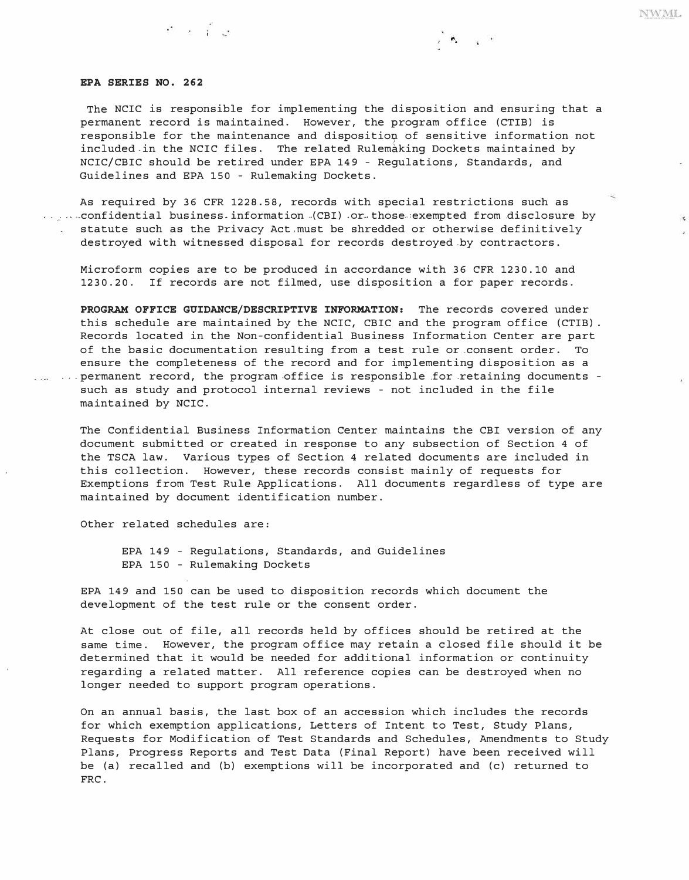**EPA SERIES NO. 262**

The NCIC is responsible for implementing the disposition and ensuring that a permanent record is maintained. However, the program office (CTIB) is responsible for the maintenance and disposition of sensitive information not included in the NCIC files. The related Rulemaking Dockets maintained by NCIC/CBIC should be retired under EPA 149 - Regulations, Standards, and Guidelines and EPA 150 - Rulemaking Dockets.

As required by 36 CFR 1228.58, records with special restrictions such as confidential business information (CBI) or those exempted from disclosure by statute such as the Privacy Act must be shredded or otherwise definitively destroyed with witnessed disposal for records destroyed by contractors.

Microform copies are to be produced in accordance with 36 CFR 1230.10 and 1230.20. If records are not filmed, use disposition a for paper records.

**PROGRAM OFFICE GUIDANCE/DESCRIPTIVE INFORMATION:** The records covered under this schedule are maintained by the NCIC, CBIC and the program office (CTIB). Records located in the Non-confidential Business Information Center are part of the basic documentation resulting from a test rule or consent order. To ensure the completeness of the record and for implementing disposition as a permanent record, the program office is responsible for retaining documents - such as study and protocol internal reviews - not included in the file maintained by NCIC.

The Confidential Business Information Center maintains the CBI version of any document submitted or created in response to any subsection of Section 4 of the TSCA law. Various types of Section 4 related documents are included in this collection. However, these records consist mainly of requests for Exemptions from Test Rule Applications. All documents regardless of type are maintained by document identification number.

Other related schedules are:

- EPA 149 - Regulations, Standards, and Guidelines
- EPA 150 - Rulemaking Dockets

EPA 149 and 150 can be used to disposition records which document the development of the test rule or the consent order.

At close out of file, all records held by offices should be retired at the same time. However, the program office may retain a closed file should it be determined that it would be needed for additional information or continuity regarding a related matter. All reference copies can be destroyed when no longer needed to support program operations.

On an annual basis, the last box of an accession which includes the records for which exemption applications, Letters of Intent to Test, Study Plans, Requests for Modification of Test Standards and Schedules, Amendments to Study Plans, Progress Reports and Test Data (Final Report) have been received will be (a) recalled and (b) exemptions will be incorporated and (c) returned to FRC.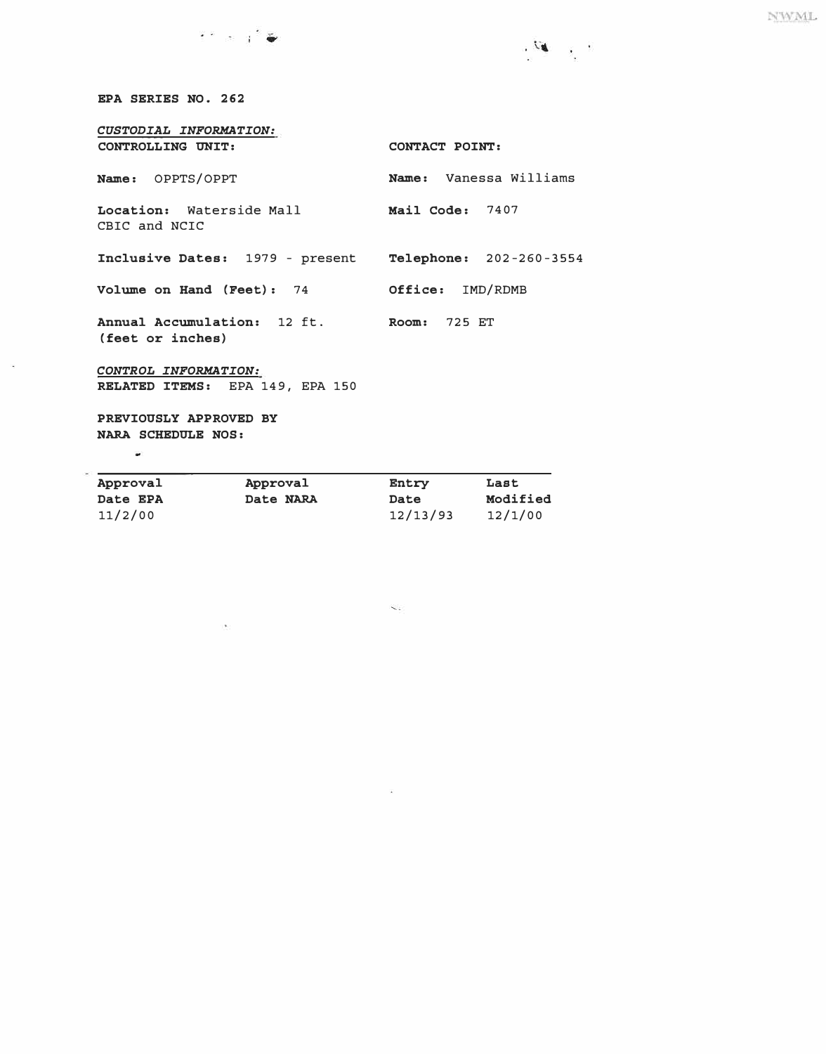**EPA SERIES NO. 262**

***CUSTODIAL INFORMATION:***

**CONTROLLING UNIT:**

**Name:** OPPTS/OPPT

**Location:** Waterside Mall
CBIC and NCIC

**Inclusive Dates:** 1979 - present

**Volume on Hand (Feet):** 74

**Annual Accumulation:** 12 ft.
**(feet or inches)**

**CONTACT POINT:**

**Name:** Vanessa Williams

**Mail Code:** 7407

**Telephone:** 202-260-3554

**Office:** IMD/RDMB

**Room:** 725 ET

***CONTROL INFORMATION:***

**RELATED ITEMS:** EPA 149, EPA 150

**PREVIOUSLY APPROVED BY NARA SCHEDULE NOS:**

| Approval Date EPA | Approval Date NARA | Entry Date | Last Modified |
|---|---|---|---|
| 11/2/00 | | 12/13/93 | 12/1/00 |